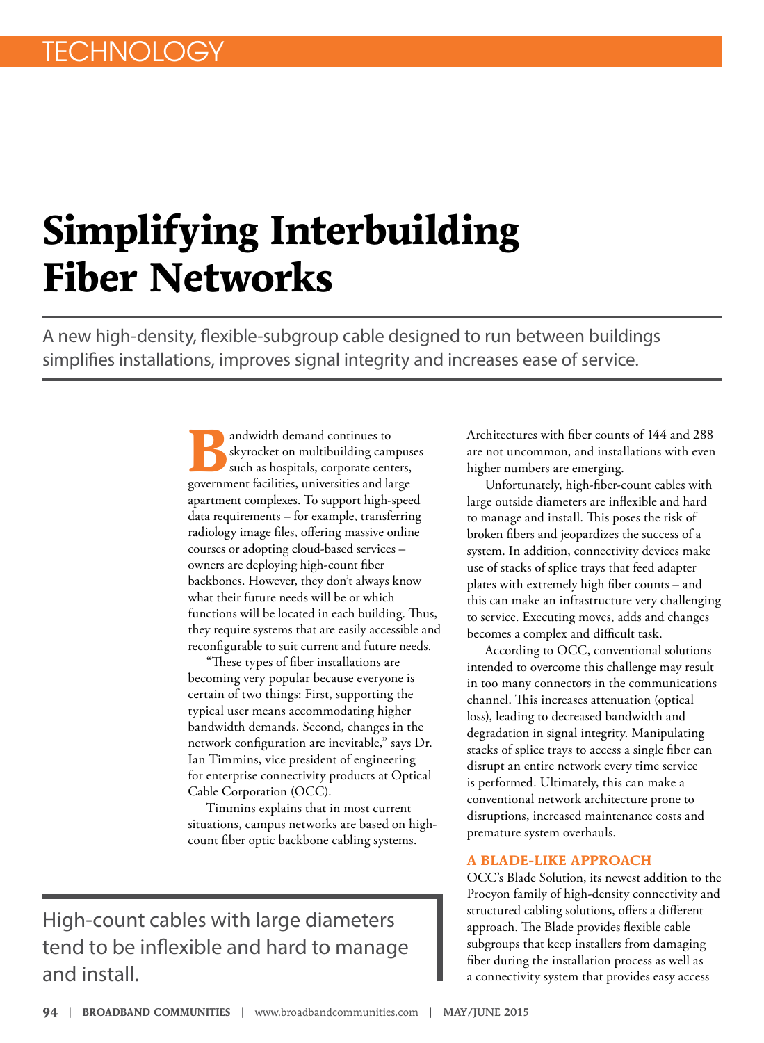TECHNOLOGY

# Simplifying Interbuilding Fiber Networks

A new high-density, flexible-subgroup cable designed to run between buildings simplifies installations, improves signal integrity and increases ease of service.

Bandwidth demand continues to skyrocket on multibuilding campuses such as hospitals, corporate centers, government facilities, universities and large apartment complexes. To support high-speed data requirements – for example, transferring radiology image files, offering massive online courses or adopting cloud-based services – owners are deploying high-count fiber backbones. However, they don't always know what their future needs will be or which functions will be located in each building. Thus, they require systems that are easily accessible and reconfigurable to suit current and future needs.

"These types of fiber installations are becoming very popular because everyone is certain of two things: First, supporting the typical user means accommodating higher bandwidth demands. Second, changes in the network configuration are inevitable," says Dr. Ian Timmins, vice president of engineering for enterprise connectivity products at Optical Cable Corporation (OCC).

Timmins explains that in most current situations, campus networks are based on high-count fiber optic backbone cabling systems. Architectures with fiber counts of 144 and 288 are not uncommon, and installations with even higher numbers are emerging.

Unfortunately, high-fiber-count cables with large outside diameters are inflexible and hard to manage and install. This poses the risk of broken fibers and jeopardizes the success of a system. In addition, connectivity devices make use of stacks of splice trays that feed adapter plates with extremely high fiber counts – and this can make an infrastructure very challenging to service. Executing moves, adds and changes becomes a complex and difficult task.

According to OCC, conventional solutions intended to overcome this challenge may result in too many connectors in the communications channel. This increases attenuation (optical loss), leading to decreased bandwidth and degradation in signal integrity. Manipulating stacks of splice trays to access a single fiber can disrupt an entire network every time service is performed. Ultimately, this can make a conventional network architecture prone to disruptions, increased maintenance costs and premature system overhauls.

> High-count cables with large diameters tend to be inflexible and hard to manage and install.

## A BLADE-LIKE APPROACH

OCC's Blade Solution, its newest addition to the Procyon family of high-density connectivity and structured cabling solutions, offers a different approach. The Blade provides flexible cable subgroups that keep installers from damaging fiber during the installation process as well as a connectivity system that provides easy access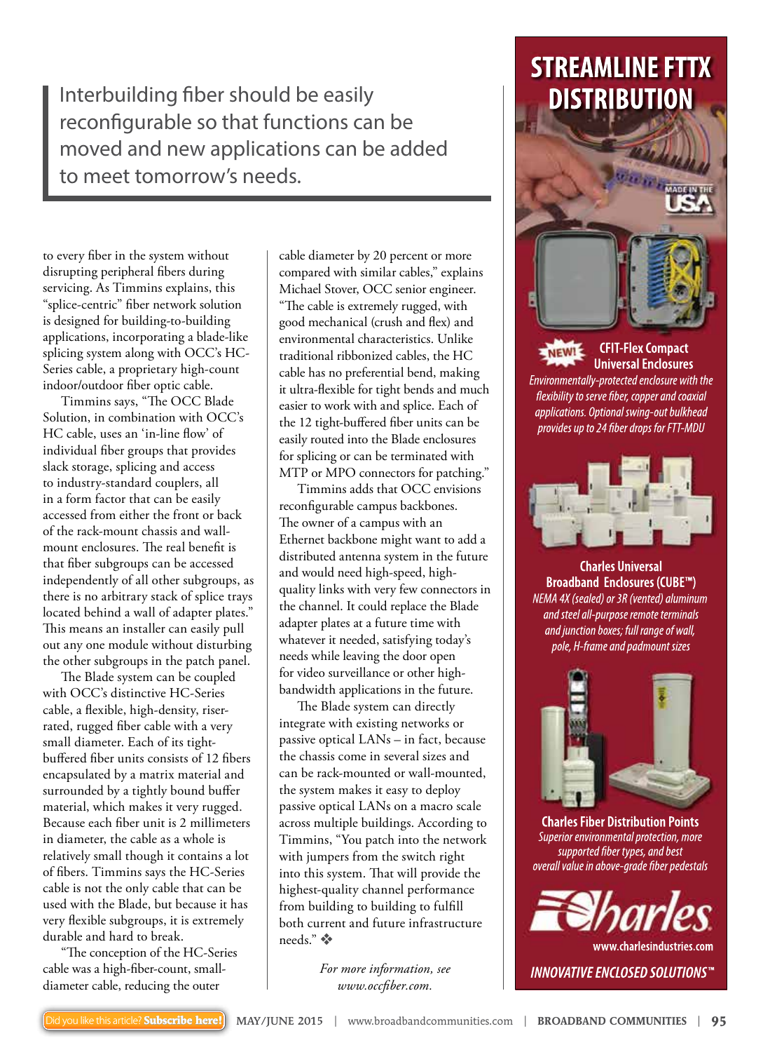> Interbuilding fiber should be easily reconfigurable so that functions can be moved and new applications can be added to meet tomorrow's needs.

to every fiber in the system without disrupting peripheral fibers during servicing. As Timmins explains, this "splice-centric" fiber network solution is designed for building-to-building applications, incorporating a blade-like splicing system along with OCC's HC-Series cable, a proprietary high-count indoor/outdoor fiber optic cable.

Timmins says, "The OCC Blade Solution, in combination with OCC's HC cable, uses an 'in-line flow' of individual fiber groups that provides slack storage, splicing and access to industry-standard couplers, all in a form factor that can be easily accessed from either the front or back of the rack-mount chassis and wall-mount enclosures. The real benefit is that fiber subgroups can be accessed independently of all other subgroups, as there is no arbitrary stack of splice trays located behind a wall of adapter plates." This means an installer can easily pull out any one module without disturbing the other subgroups in the patch panel.

The Blade system can be coupled with OCC's distinctive HC-Series cable, a flexible, high-density, riser-rated, rugged fiber cable with a very small diameter. Each of its tight-buffered fiber units consists of 12 fibers encapsulated by a matrix material and surrounded by a tightly bound buffer material, which makes it very rugged. Because each fiber unit is 2 millimeters in diameter, the cable as a whole is relatively small though it contains a lot of fibers. Timmins says the HC-Series cable is not the only cable that can be used with the Blade, but because it has very flexible subgroups, it is extremely durable and hard to break.

"The conception of the HC-Series cable was a high-fiber-count, small-diameter cable, reducing the outer cable diameter by 20 percent or more compared with similar cables," explains Michael Stover, OCC senior engineer. "The cable is extremely rugged, with good mechanical (crush and flex) and environmental characteristics. Unlike traditional ribbonized cables, the HC cable has no preferential bend, making it ultra-flexible for tight bends and much easier to work with and splice. Each of the 12 tight-buffered fiber units can be easily routed into the Blade enclosures for splicing or can be terminated with MTP or MPO connectors for patching."

Timmins adds that OCC envisions reconfigurable campus backbones. The owner of a campus with an Ethernet backbone might want to add a distributed antenna system in the future and would need high-speed, high-quality links with very few connectors in the channel. It could replace the Blade adapter plates at a future time with whatever it needed, satisfying today's needs while leaving the door open for video surveillance or other high-bandwidth applications in the future.

The Blade system can directly integrate with existing networks or passive optical LANs – in fact, because the chassis come in several sizes and can be rack-mounted or wall-mounted, the system makes it easy to deploy passive optical LANs on a macro scale across multiple buildings. According to Timmins, "You patch into the network with jumpers from the switch right into this system. That will provide the highest-quality channel performance from building to building to fulfill both current and future infrastructure needs." ❖

*For more information, see www.occfiber.com.*

---

# STREAMLINE FTTX DISTRIBUTION

MADE IN THE USA

**NEW! CFIT-Flex Compact Universal Enclosures**

*Environmentally-protected enclosure with the flexibility to serve fiber, copper and coaxial applications. Optional swing-out bulkhead provides up to 24 fiber drops for FTT-MDU*

**Charles Universal Broadband Enclosures (CUBE™)**

*NEMA 4X (sealed) or 3R (vented) aluminum and steel all-purpose remote terminals and junction boxes; full range of wall, pole, H-frame and padmount sizes*

**Charles Fiber Distribution Points**

*Superior environmental protection, more supported fiber types, and best overall value in above-grade fiber pedestals*

**Charles**

www.charlesindustries.com

*INNOVATIVE ENCLOSED SOLUTIONS™*